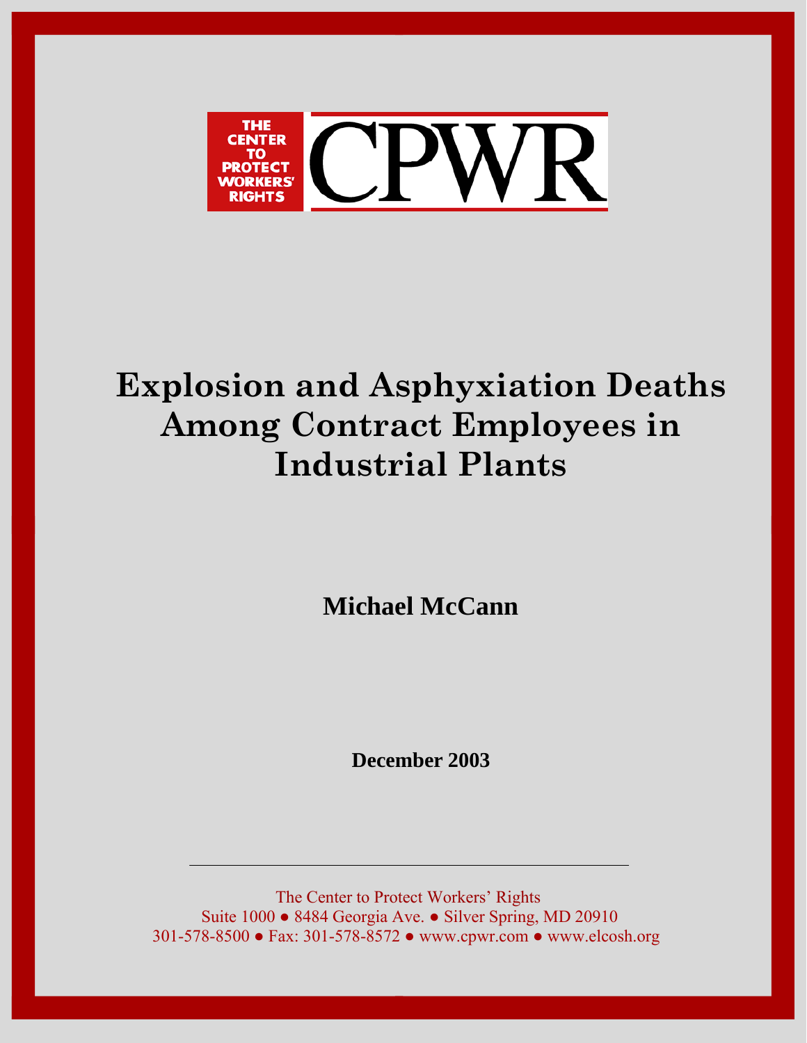THE CENTER TO PROTECT WORKERS' RIGHTS

CPWR

# Explosion and Asphyxiation Deaths Among Contract Employees in Industrial Plants

**Michael McCann**

**December 2003**

---

The Center to Protect Workers' Rights
Suite 1000 ● 8484 Georgia Ave. ● Silver Spring, MD 20910
301-578-8500 ● Fax: 301-578-8572 ● www.cpwr.com ● www.elcosh.org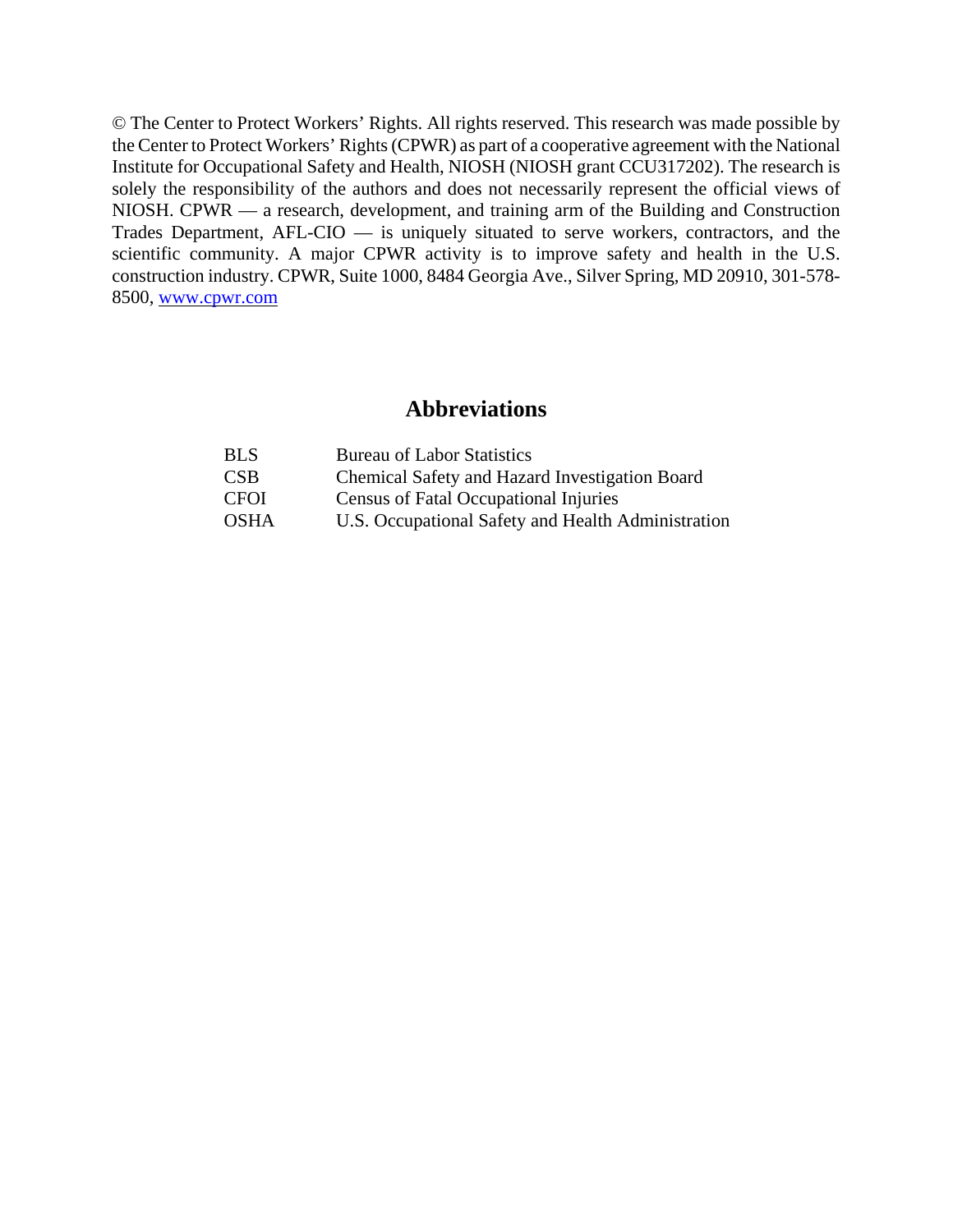© The Center to Protect Workers' Rights. All rights reserved. This research was made possible by the Center to Protect Workers' Rights (CPWR) as part of a cooperative agreement with the National Institute for Occupational Safety and Health, NIOSH (NIOSH grant CCU317202). The research is solely the responsibility of the authors and does not necessarily represent the official views of NIOSH. CPWR — a research, development, and training arm of the Building and Construction Trades Department, AFL-CIO — is uniquely situated to serve workers, contractors, and the scientific community. A major CPWR activity is to improve safety and health in the U.S. construction industry. CPWR, Suite 1000, 8484 Georgia Ave., Silver Spring, MD 20910, 301-578-8500, www.cpwr.com

## Abbreviations

| | |
|---|---|
| BLS | Bureau of Labor Statistics |
| CSB | Chemical Safety and Hazard Investigation Board |
| CFOI | Census of Fatal Occupational Injuries |
| OSHA | U.S. Occupational Safety and Health Administration |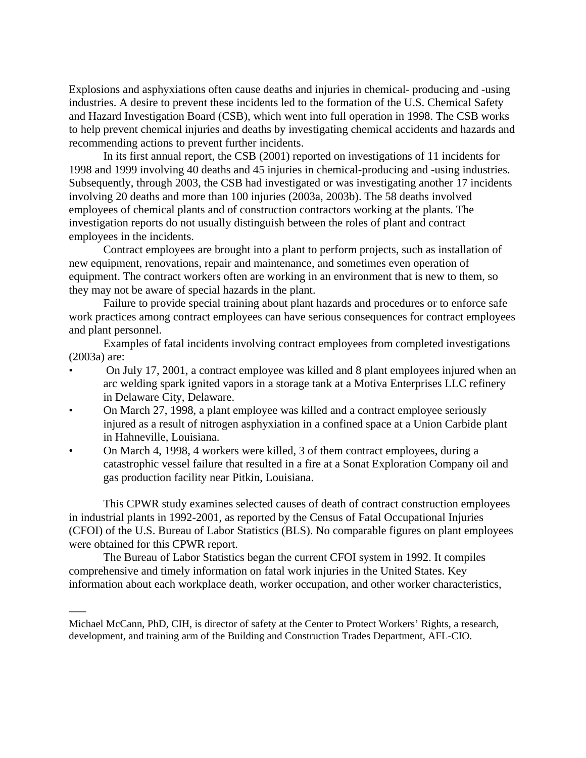Explosions and asphyxiations often cause deaths and injuries in chemical- producing and -using industries. A desire to prevent these incidents led to the formation of the U.S. Chemical Safety and Hazard Investigation Board (CSB), which went into full operation in 1998. The CSB works to help prevent chemical injuries and deaths by investigating chemical accidents and hazards and recommending actions to prevent further incidents.

In its first annual report, the CSB (2001) reported on investigations of 11 incidents for 1998 and 1999 involving 40 deaths and 45 injuries in chemical-producing and -using industries. Subsequently, through 2003, the CSB had investigated or was investigating another 17 incidents involving 20 deaths and more than 100 injuries (2003a, 2003b). The 58 deaths involved employees of chemical plants and of construction contractors working at the plants. The investigation reports do not usually distinguish between the roles of plant and contract employees in the incidents.

Contract employees are brought into a plant to perform projects, such as installation of new equipment, renovations, repair and maintenance, and sometimes even operation of equipment. The contract workers often are working in an environment that is new to them, so they may not be aware of special hazards in the plant.

Failure to provide special training about plant hazards and procedures or to enforce safe work practices among contract employees can have serious consequences for contract employees and plant personnel.

Examples of fatal incidents involving contract employees from completed investigations (2003a) are:

- On July 17, 2001, a contract employee was killed and 8 plant employees injured when an arc welding spark ignited vapors in a storage tank at a Motiva Enterprises LLC refinery in Delaware City, Delaware.
- On March 27, 1998, a plant employee was killed and a contract employee seriously injured as a result of nitrogen asphyxiation in a confined space at a Union Carbide plant in Hahneville, Louisiana.
- On March 4, 1998, 4 workers were killed, 3 of them contract employees, during a catastrophic vessel failure that resulted in a fire at a Sonat Exploration Company oil and gas production facility near Pitkin, Louisiana.

This CPWR study examines selected causes of death of contract construction employees in industrial plants in 1992-2001, as reported by the Census of Fatal Occupational Injuries (CFOI) of the U.S. Bureau of Labor Statistics (BLS). No comparable figures on plant employees were obtained for this CPWR report.

The Bureau of Labor Statistics began the current CFOI system in 1992. It compiles comprehensive and timely information on fatal work injuries in the United States. Key information about each workplace death, worker occupation, and other worker characteristics,

---

Michael McCann, PhD, CIH, is director of safety at the Center to Protect Workers' Rights, a research, development, and training arm of the Building and Construction Trades Department, AFL-CIO.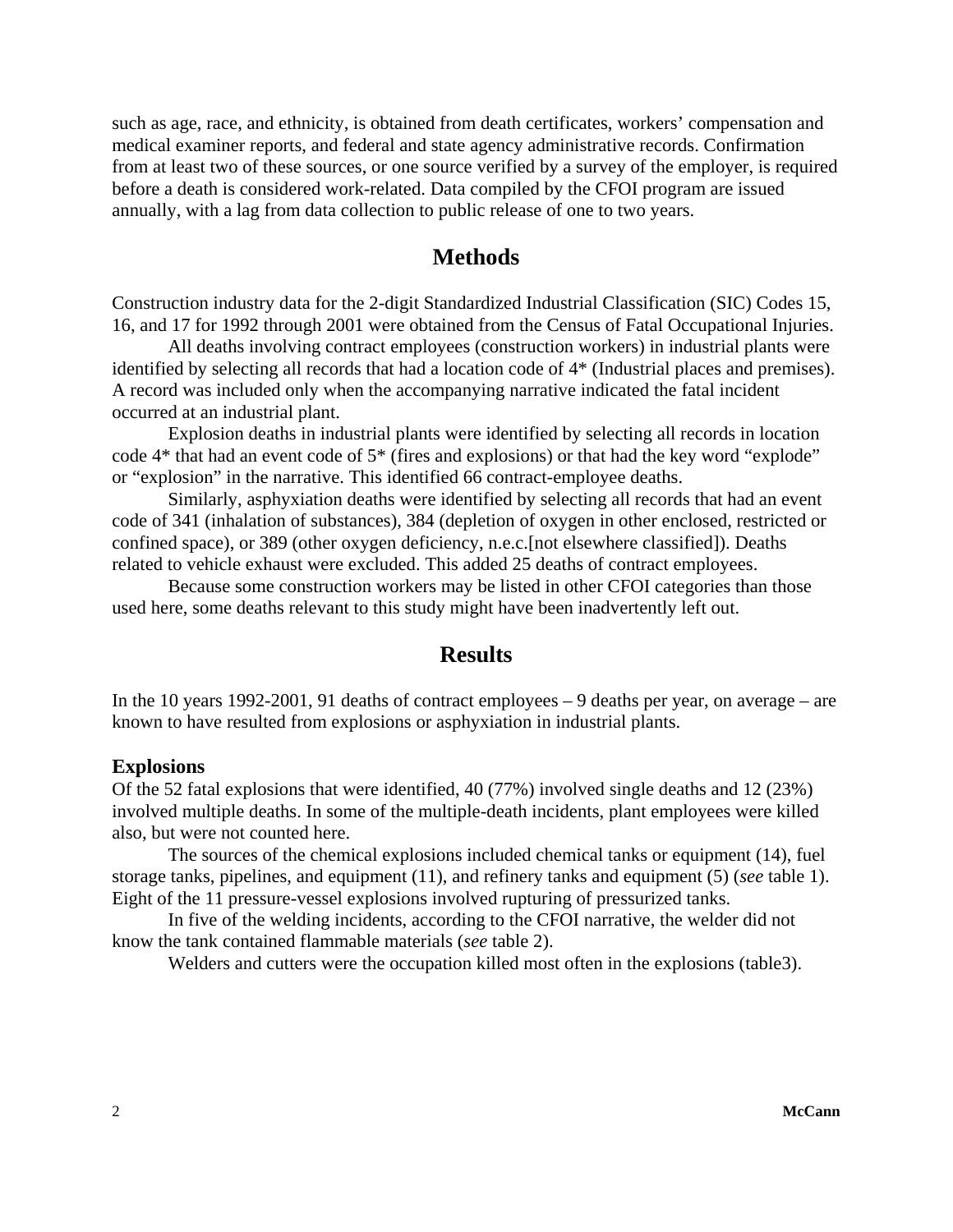such as age, race, and ethnicity, is obtained from death certificates, workers' compensation and medical examiner reports, and federal and state agency administrative records. Confirmation from at least two of these sources, or one source verified by a survey of the employer, is required before a death is considered work-related. Data compiled by the CFOI program are issued annually, with a lag from data collection to public release of one to two years.

## Methods

Construction industry data for the 2-digit Standardized Industrial Classification (SIC) Codes 15, 16, and 17 for 1992 through 2001 were obtained from the Census of Fatal Occupational Injuries.

All deaths involving contract employees (construction workers) in industrial plants were identified by selecting all records that had a location code of 4* (Industrial places and premises). A record was included only when the accompanying narrative indicated the fatal incident occurred at an industrial plant.

Explosion deaths in industrial plants were identified by selecting all records in location code 4* that had an event code of 5* (fires and explosions) or that had the key word "explode" or "explosion" in the narrative. This identified 66 contract-employee deaths.

Similarly, asphyxiation deaths were identified by selecting all records that had an event code of 341 (inhalation of substances), 384 (depletion of oxygen in other enclosed, restricted or confined space), or 389 (other oxygen deficiency, n.e.c.[not elsewhere classified]). Deaths related to vehicle exhaust were excluded. This added 25 deaths of contract employees.

Because some construction workers may be listed in other CFOI categories than those used here, some deaths relevant to this study might have been inadvertently left out.

## Results

In the 10 years 1992-2001, 91 deaths of contract employees – 9 deaths per year, on average – are known to have resulted from explosions or asphyxiation in industrial plants.

### Explosions

Of the 52 fatal explosions that were identified, 40 (77%) involved single deaths and 12 (23%) involved multiple deaths. In some of the multiple-death incidents, plant employees were killed also, but were not counted here.

The sources of the chemical explosions included chemical tanks or equipment (14), fuel storage tanks, pipelines, and equipment (11), and refinery tanks and equipment (5) (*see* table 1). Eight of the 11 pressure-vessel explosions involved rupturing of pressurized tanks.

In five of the welding incidents, according to the CFOI narrative, the welder did not know the tank contained flammable materials (*see* table 2).

Welders and cutters were the occupation killed most often in the explosions (table3).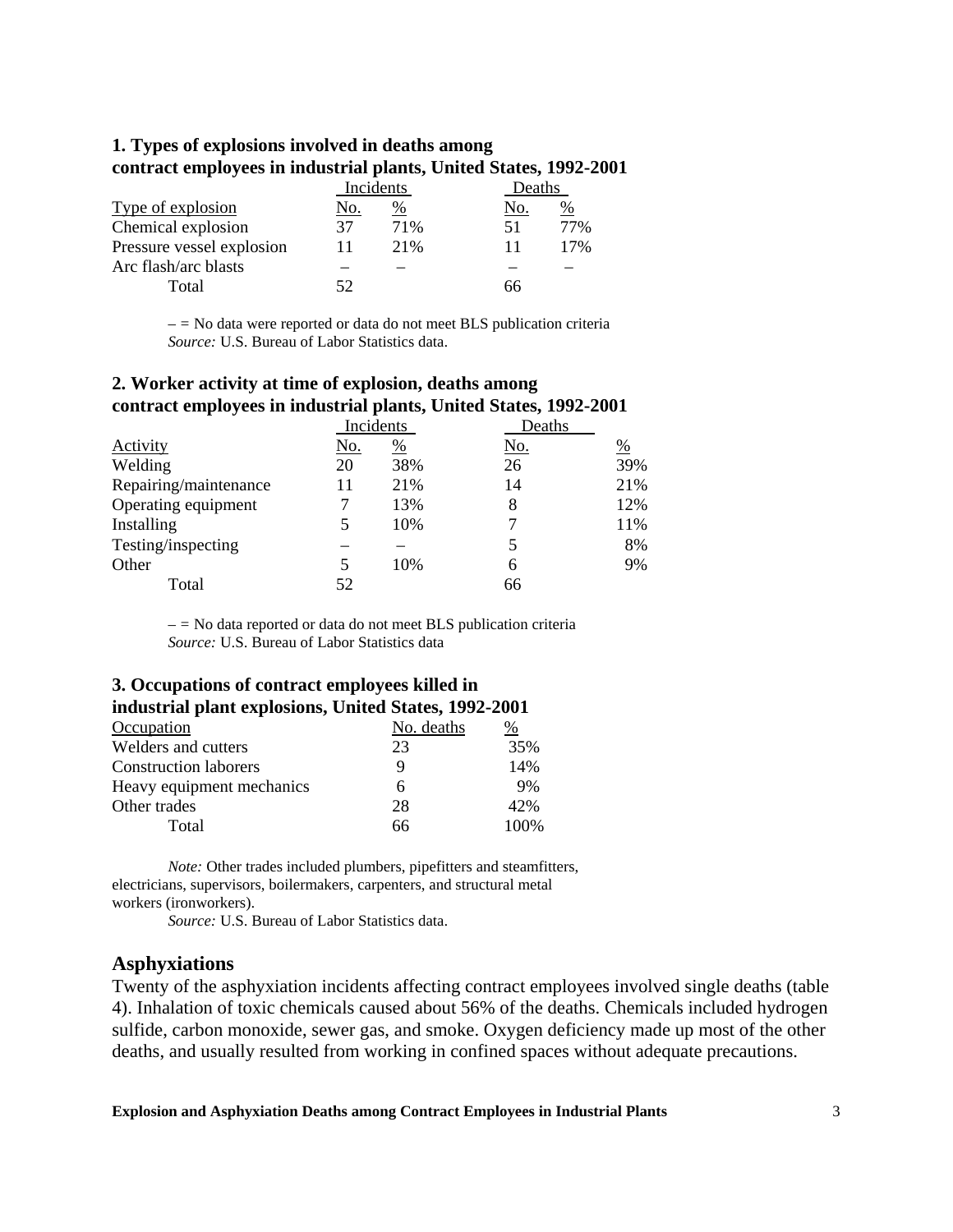### 1. Types of explosions involved in deaths among contract employees in industrial plants, United States, 1992-2001

| Type of explosion | Incidents | | Deaths | |
|---|---|---|---|---|
| | No. | % | No. | % |
| Chemical explosion | 37 | 71% | 51 | 77% |
| Pressure vessel explosion | 11 | 21% | 11 | 17% |
| Arc flash/arc blasts | – | – | – | – |
| Total | 52 | | 66 | |

– = No data were reported or data do not meet BLS publication criteria
*Source:* U.S. Bureau of Labor Statistics data.

### 2. Worker activity at time of explosion, deaths among contract employees in industrial plants, United States, 1992-2001

| Activity | Incidents | | Deaths | |
|---|---|---|---|---|
| | No. | % | No. | % |
| Welding | 20 | 38% | 26 | 39% |
| Repairing/maintenance | 11 | 21% | 14 | 21% |
| Operating equipment | 7 | 13% | 8 | 12% |
| Installing | 5 | 10% | 7 | 11% |
| Testing/inspecting | – | – | 5 | 8% |
| Other | 5 | 10% | 6 | 9% |
| Total | 52 | | 66 | |

– = No data reported or data do not meet BLS publication criteria
*Source:* U.S. Bureau of Labor Statistics data

### 3. Occupations of contract employees killed in industrial plant explosions, United States, 1992-2001

| Occupation | No. deaths | % |
|---|---|---|
| Welders and cutters | 23 | 35% |
| Construction laborers | 9 | 14% |
| Heavy equipment mechanics | 6 | 9% |
| Other trades | 28 | 42% |
| Total | 66 | 100% |

*Note:* Other trades included plumbers, pipefitters and steamfitters, electricians, supervisors, boilermakers, carpenters, and structural metal workers (ironworkers).
*Source:* U.S. Bureau of Labor Statistics data.

## Asphyxiations

Twenty of the asphyxiation incidents affecting contract employees involved single deaths (table 4). Inhalation of toxic chemicals caused about 56% of the deaths. Chemicals included hydrogen sulfide, carbon monoxide, sewer gas, and smoke. Oxygen deficiency made up most of the other deaths, and usually resulted from working in confined spaces without adequate precautions.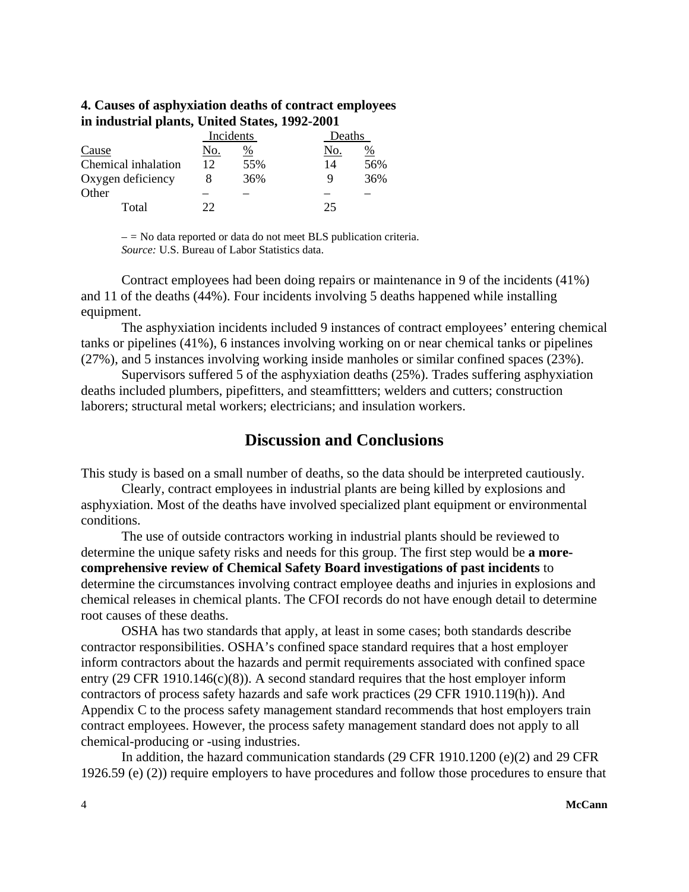**4. Causes of asphyxiation deaths of contract employees in industrial plants, United States, 1992-2001**

| Cause | Incidents No. | Incidents % | Deaths No. | Deaths % |
|---|---|---|---|---|
| Chemical inhalation | 12 | 55% | 14 | 56% |
| Oxygen deficiency | 8 | 36% | 9 | 36% |
| Other | – | – | – | – |
| Total | 22 | | 25 | |

– = No data reported or data do not meet BLS publication criteria.
*Source:* U.S. Bureau of Labor Statistics data.

Contract employees had been doing repairs or maintenance in 9 of the incidents (41%) and 11 of the deaths (44%). Four incidents involving 5 deaths happened while installing equipment.

The asphyxiation incidents included 9 instances of contract employees' entering chemical tanks or pipelines (41%), 6 instances involving working on or near chemical tanks or pipelines (27%), and 5 instances involving working inside manholes or similar confined spaces (23%).

Supervisors suffered 5 of the asphyxiation deaths (25%). Trades suffering asphyxiation deaths included plumbers, pipefitters, and steamfittters; welders and cutters; construction laborers; structural metal workers; electricians; and insulation workers.

## Discussion and Conclusions

This study is based on a small number of deaths, so the data should be interpreted cautiously.

Clearly, contract employees in industrial plants are being killed by explosions and asphyxiation. Most of the deaths have involved specialized plant equipment or environmental conditions.

The use of outside contractors working in industrial plants should be reviewed to determine the unique safety risks and needs for this group. The first step would be **a more-comprehensive review of Chemical Safety Board investigations of past incidents** to determine the circumstances involving contract employee deaths and injuries in explosions and chemical releases in chemical plants. The CFOI records do not have enough detail to determine root causes of these deaths.

OSHA has two standards that apply, at least in some cases; both standards describe contractor responsibilities. OSHA's confined space standard requires that a host employer inform contractors about the hazards and permit requirements associated with confined space entry (29 CFR 1910.146(c)(8)). A second standard requires that the host employer inform contractors of process safety hazards and safe work practices (29 CFR 1910.119(h)). And Appendix C to the process safety management standard recommends that host employers train contract employees. However, the process safety management standard does not apply to all chemical-producing or -using industries.

In addition, the hazard communication standards (29 CFR 1910.1200 (e)(2) and 29 CFR 1926.59 (e) (2)) require employers to have procedures and follow those procedures to ensure that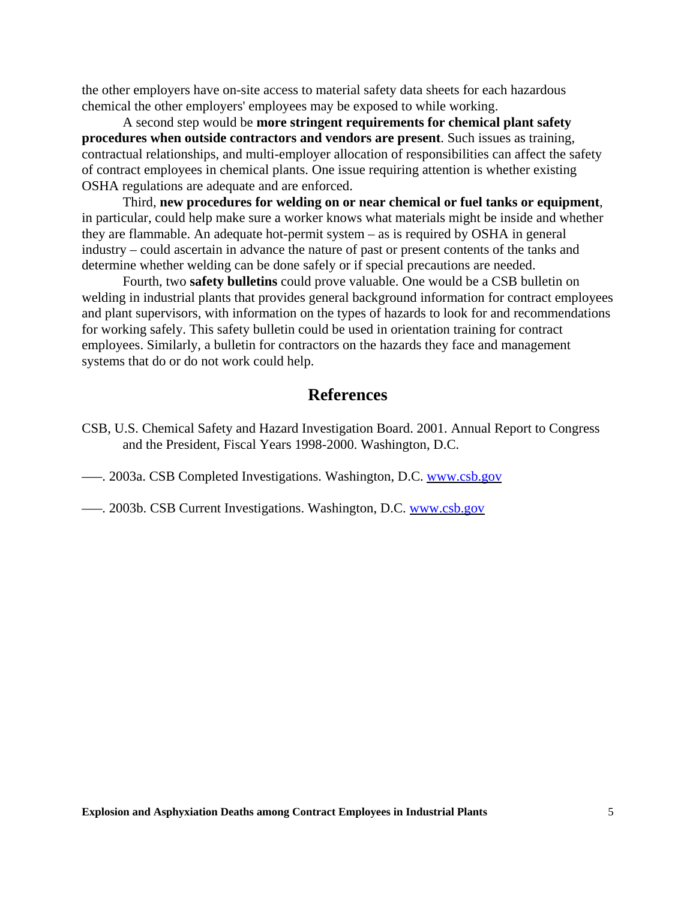the other employers have on-site access to material safety data sheets for each hazardous chemical the other employers' employees may be exposed to while working.

A second step would be **more stringent requirements for chemical plant safety procedures when outside contractors and vendors are present**. Such issues as training, contractual relationships, and multi-employer allocation of responsibilities can affect the safety of contract employees in chemical plants. One issue requiring attention is whether existing OSHA regulations are adequate and are enforced.

Third, **new procedures for welding on or near chemical or fuel tanks or equipment**, in particular, could help make sure a worker knows what materials might be inside and whether they are flammable. An adequate hot-permit system – as is required by OSHA in general industry – could ascertain in advance the nature of past or present contents of the tanks and determine whether welding can be done safely or if special precautions are needed.

Fourth, two **safety bulletins** could prove valuable. One would be a CSB bulletin on welding in industrial plants that provides general background information for contract employees and plant supervisors, with information on the types of hazards to look for and recommendations for working safely. This safety bulletin could be used in orientation training for contract employees. Similarly, a bulletin for contractors on the hazards they face and management systems that do or do not work could help.

## References

CSB, U.S. Chemical Safety and Hazard Investigation Board. 2001. Annual Report to Congress and the President, Fiscal Years 1998-2000. Washington, D.C.

—–. 2003a. CSB Completed Investigations. Washington, D.C. [www.csb.gov](http://www.csb.gov)

—–. 2003b. CSB Current Investigations. Washington, D.C. [www.csb.gov](http://www.csb.gov)